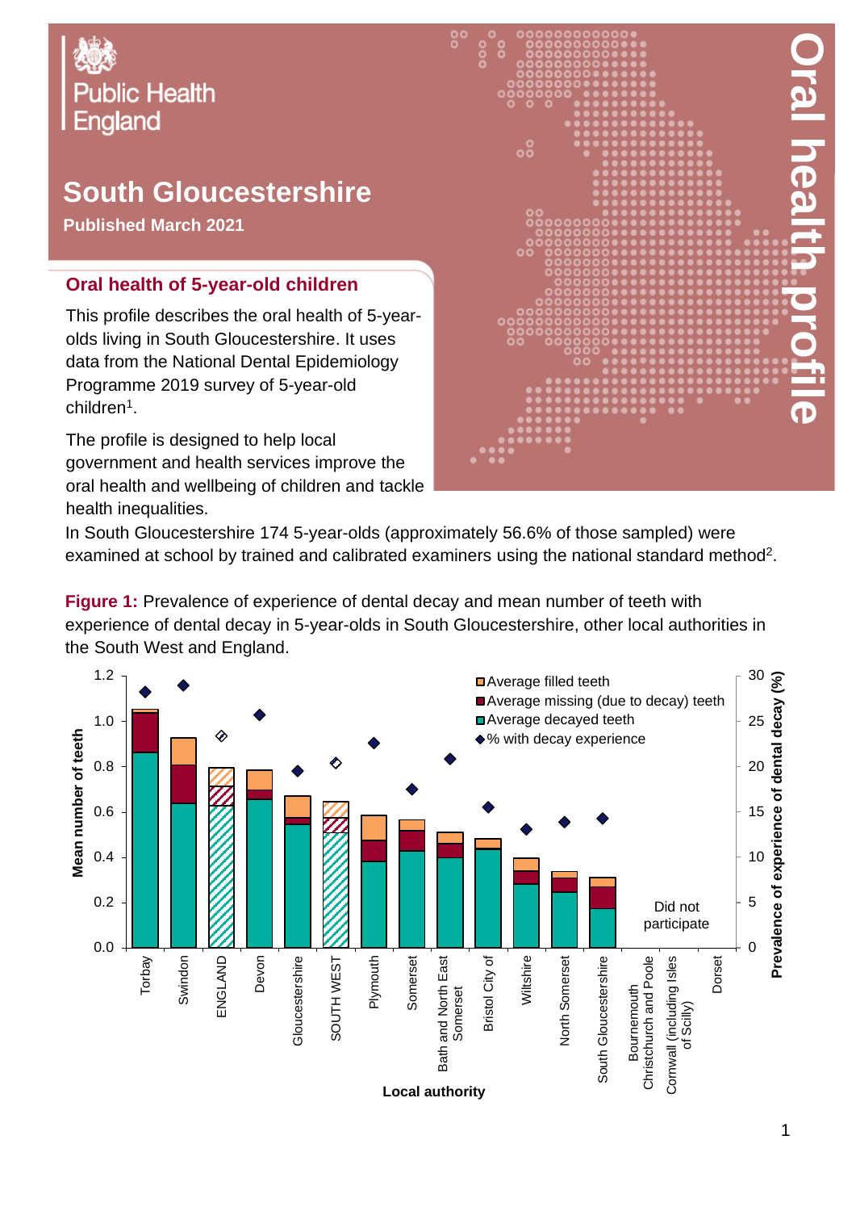Public Health England

# South Gloucestershire

**Published March 2021**

Oral health profile

## Oral health of 5-year-old children

This profile describes the oral health of 5-year-olds living in South Gloucestershire. It uses data from the National Dental Epidemiology Programme 2019 survey of 5-year-old children[1].

The profile is designed to help local government and health services improve the oral health and wellbeing of children and tackle health inequalities.

In South Gloucestershire 174 5-year-olds (approximately 56.6% of those sampled) were examined at school by trained and calibrated examiners using the national standard method[2].

**Figure 1:** Prevalence of experience of dental decay and mean number of teeth with experience of dental decay in 5-year-olds in South Gloucestershire, other local authorities in the South West and England.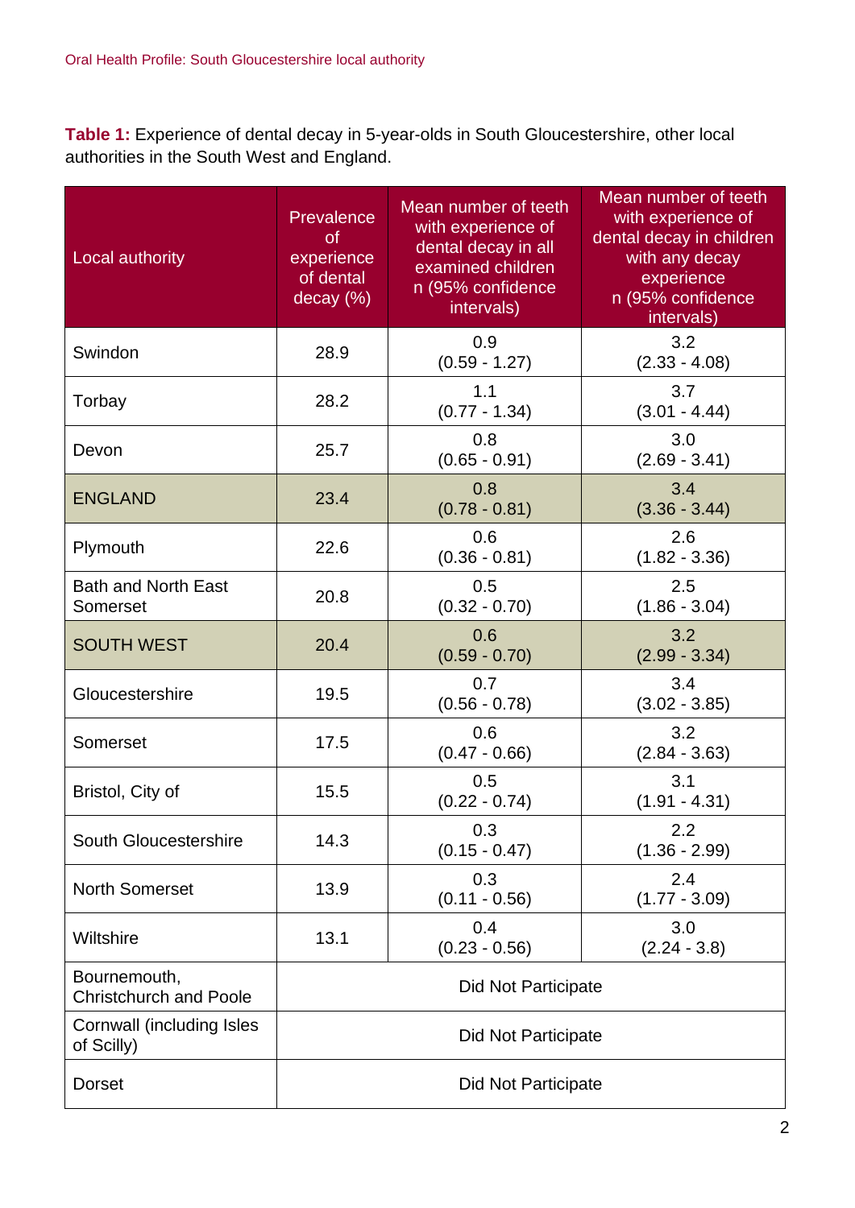**Table 1:** Experience of dental decay in 5-year-olds in South Gloucestershire, other local authorities in the South West and England.

| Local authority | Prevalence of experience of dental decay (%) | Mean number of teeth with experience of dental decay in all examined children n (95% confidence intervals) | Mean number of teeth with experience of dental decay in children with any decay experience n (95% confidence intervals) |
|---|---|---|---|
| Swindon | 28.9 | 0.9 (0.59 - 1.27) | 3.2 (2.33 - 4.08) |
| Torbay | 28.2 | 1.1 (0.77 - 1.34) | 3.7 (3.01 - 4.44) |
| Devon | 25.7 | 0.8 (0.65 - 0.91) | 3.0 (2.69 - 3.41) |
| ENGLAND | 23.4 | 0.8 (0.78 - 0.81) | 3.4 (3.36 - 3.44) |
| Plymouth | 22.6 | 0.6 (0.36 - 0.81) | 2.6 (1.82 - 3.36) |
| Bath and North East Somerset | 20.8 | 0.5 (0.32 - 0.70) | 2.5 (1.86 - 3.04) |
| SOUTH WEST | 20.4 | 0.6 (0.59 - 0.70) | 3.2 (2.99 - 3.34) |
| Gloucestershire | 19.5 | 0.7 (0.56 - 0.78) | 3.4 (3.02 - 3.85) |
| Somerset | 17.5 | 0.6 (0.47 - 0.66) | 3.2 (2.84 - 3.63) |
| Bristol, City of | 15.5 | 0.5 (0.22 - 0.74) | 3.1 (1.91 - 4.31) |
| South Gloucestershire | 14.3 | 0.3 (0.15 - 0.47) | 2.2 (1.36 - 2.99) |
| North Somerset | 13.9 | 0.3 (0.11 - 0.56) | 2.4 (1.77 - 3.09) |
| Wiltshire | 13.1 | 0.4 (0.23 - 0.56) | 3.0 (2.24 - 3.8) |
| Bournemouth, Christchurch and Poole | Did Not Participate | | |
| Cornwall (including Isles of Scilly) | Did Not Participate | | |
| Dorset | Did Not Participate | | |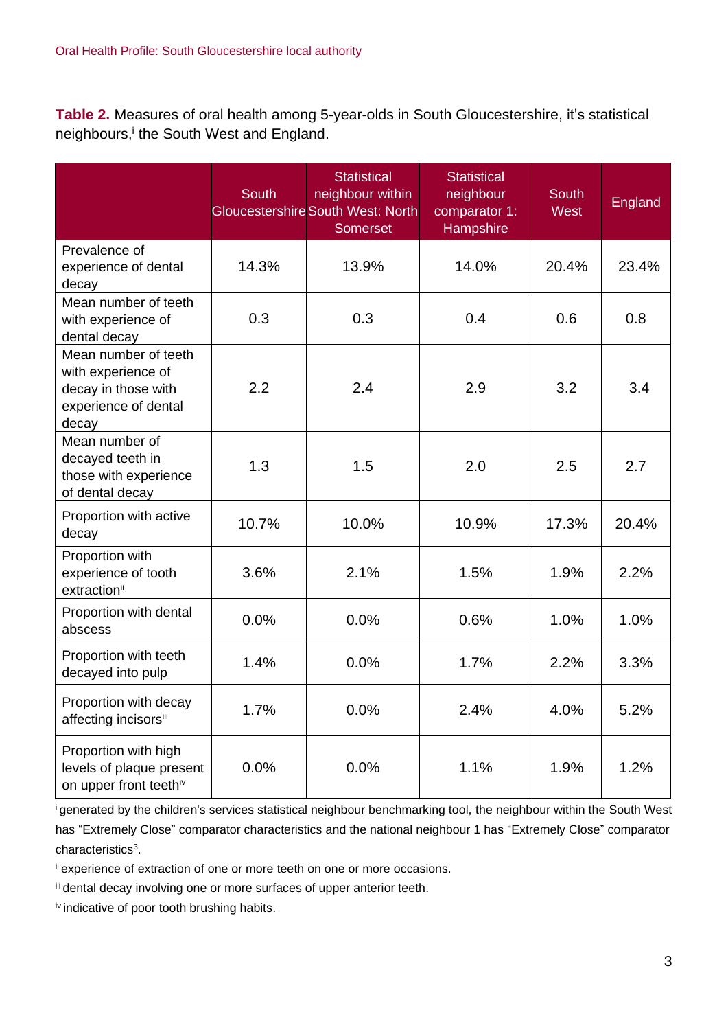**Table 2.** Measures of oral health among 5-year-olds in South Gloucestershire, it's statistical neighbours,[i] the South West and England.

| | South Gloucestershire | Statistical neighbour within South West: North Somerset | Statistical neighbour comparator 1: Hampshire | South West | England |
|---|---|---|---|---|---|
| Prevalence of experience of dental decay | 14.3% | 13.9% | 14.0% | 20.4% | 23.4% |
| Mean number of teeth with experience of dental decay | 0.3 | 0.3 | 0.4 | 0.6 | 0.8 |
| Mean number of teeth with experience of decay in those with experience of dental decay | 2.2 | 2.4 | 2.9 | 3.2 | 3.4 |
| Mean number of decayed teeth in those with experience of dental decay | 1.3 | 1.5 | 2.0 | 2.5 | 2.7 |
| Proportion with active decay | 10.7% | 10.0% | 10.9% | 17.3% | 20.4% |
| Proportion with experience of tooth extraction[ii] | 3.6% | 2.1% | 1.5% | 1.9% | 2.2% |
| Proportion with dental abscess | 0.0% | 0.0% | 0.6% | 1.0% | 1.0% |
| Proportion with teeth decayed into pulp | 1.4% | 0.0% | 1.7% | 2.2% | 3.3% |
| Proportion with decay affecting incisors[iii] | 1.7% | 0.0% | 2.4% | 4.0% | 5.2% |
| Proportion with high levels of plaque present on upper front teeth[iv] | 0.0% | 0.0% | 1.1% | 1.9% | 1.2% |

[i] generated by the children's services statistical neighbour benchmarking tool, the neighbour within the South West has "Extremely Close" comparator characteristics and the national neighbour 1 has "Extremely Close" comparator characteristics[3].

[ii] experience of extraction of one or more teeth on one or more occasions.

[iii] dental decay involving one or more surfaces of upper anterior teeth.

[iv] indicative of poor tooth brushing habits.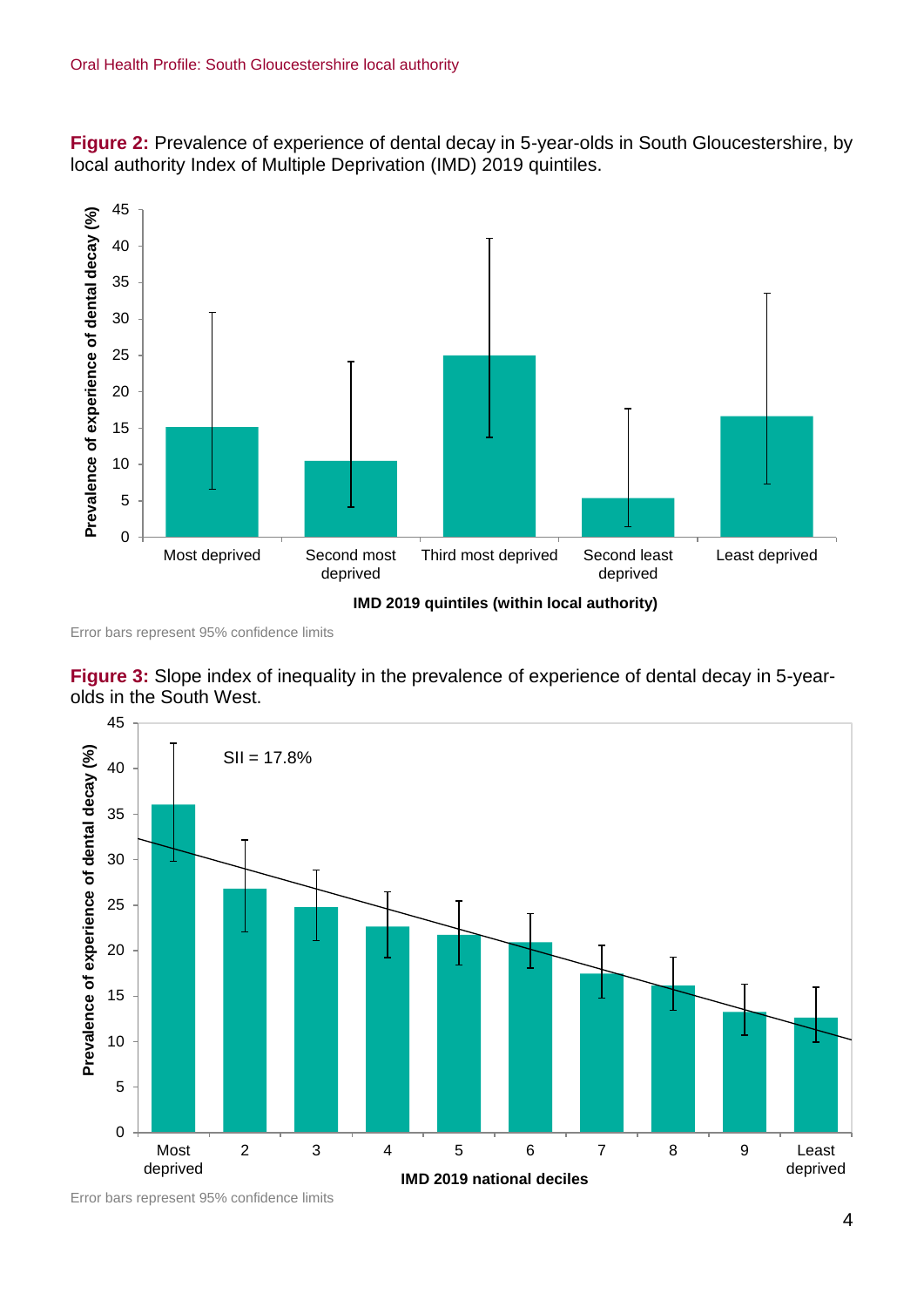**Figure 2:** Prevalence of experience of dental decay in 5-year-olds in South Gloucestershire, by local authority Index of Multiple Deprivation (IMD) 2019 quintiles.

Error bars represent 95% confidence limits

**Figure 3:** Slope index of inequality in the prevalence of experience of dental decay in 5-year-olds in the South West.

Error bars represent 95% confidence limits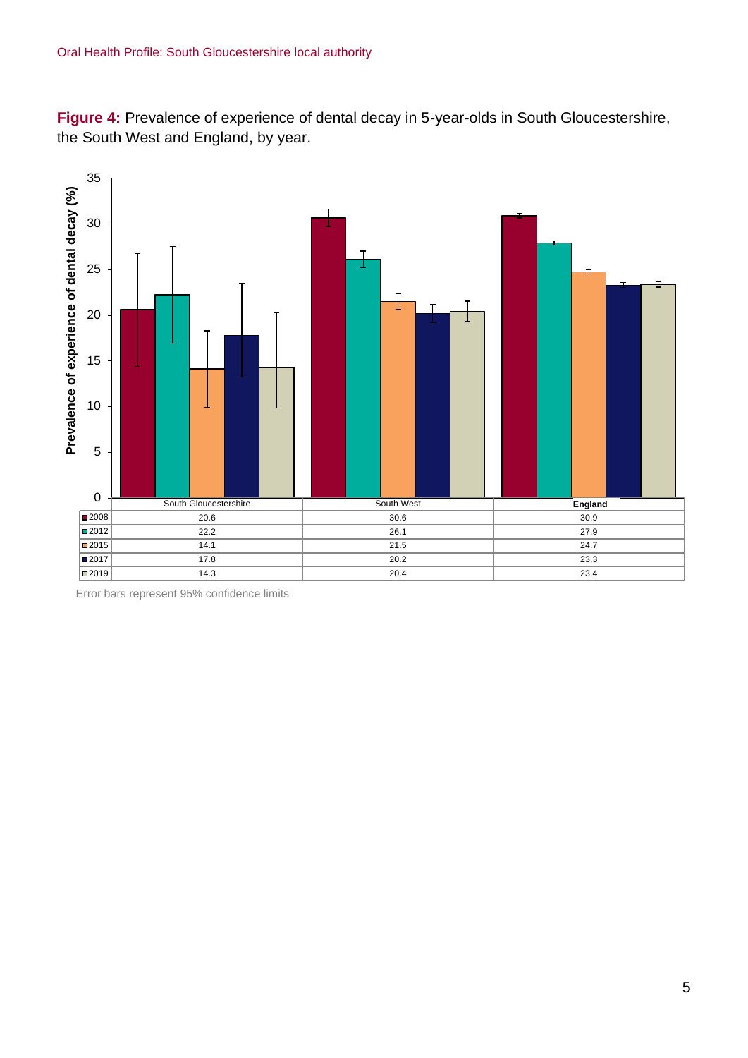**Figure 4:** Prevalence of experience of dental decay in 5-year-olds in South Gloucestershire, the South West and England, by year.

| | South Gloucestershire | South West | England |
|---|---|---|---|
| 2008 | 20.6 | 30.6 | 30.9 |
| 2012 | 22.2 | 26.1 | 27.9 |
| 2015 | 14.1 | 21.5 | 24.7 |
| 2017 | 17.8 | 20.2 | 23.3 |
| 2019 | 14.3 | 20.4 | 23.4 |

Error bars represent 95% confidence limits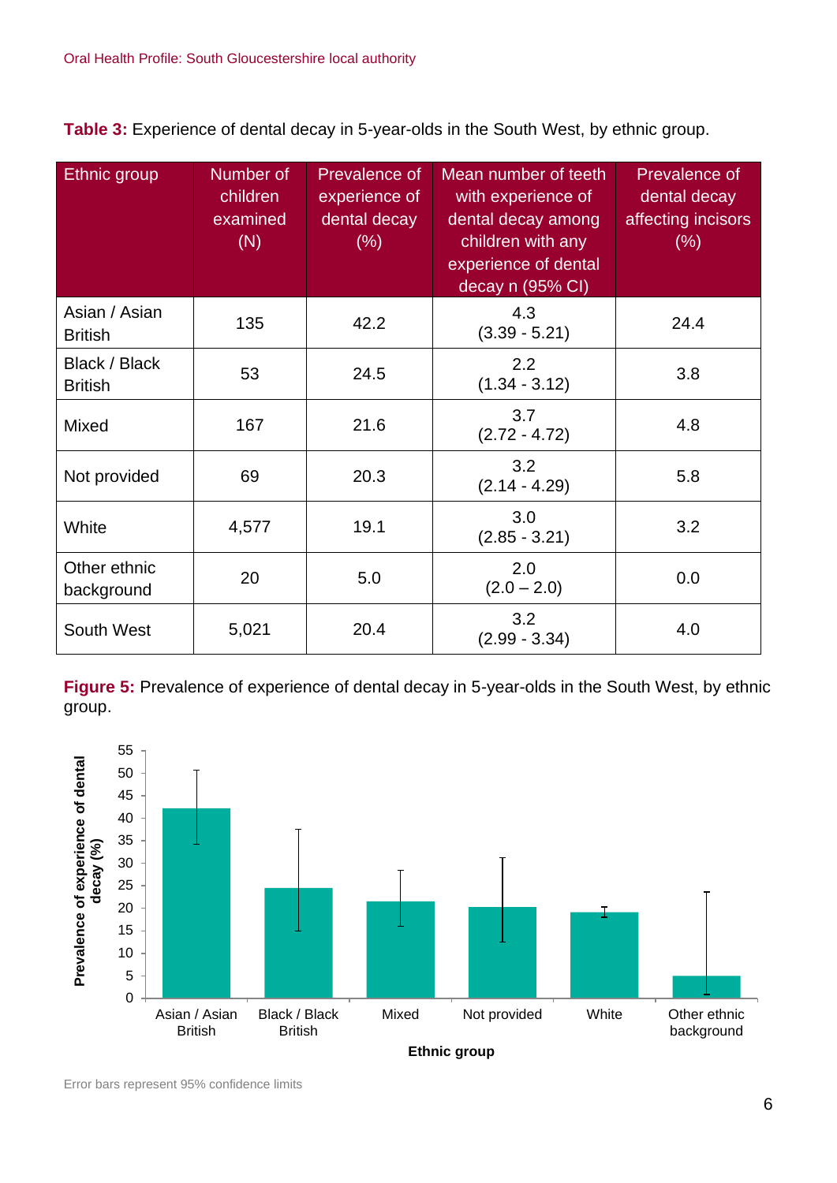**Table 3:** Experience of dental decay in 5-year-olds in the South West, by ethnic group.

| Ethnic group | Number of children examined (N) | Prevalence of experience of dental decay (%) | Mean number of teeth with experience of dental decay among children with any experience of dental decay n (95% CI) | Prevalence of dental decay affecting incisors (%) |
|---|---|---|---|---|
| Asian / Asian British | 135 | 42.2 | 4.3 (3.39 - 5.21) | 24.4 |
| Black / Black British | 53 | 24.5 | 2.2 (1.34 - 3.12) | 3.8 |
| Mixed | 167 | 21.6 | 3.7 (2.72 - 4.72) | 4.8 |
| Not provided | 69 | 20.3 | 3.2 (2.14 - 4.29) | 5.8 |
| White | 4,577 | 19.1 | 3.0 (2.85 - 3.21) | 3.2 |
| Other ethnic background | 20 | 5.0 | 2.0 (2.0 – 2.0) | 0.0 |
| South West | 5,021 | 20.4 | 3.2 (2.99 - 3.34) | 4.0 |

**Figure 5:** Prevalence of experience of dental decay in 5-year-olds in the South West, by ethnic group.

Error bars represent 95% confidence limits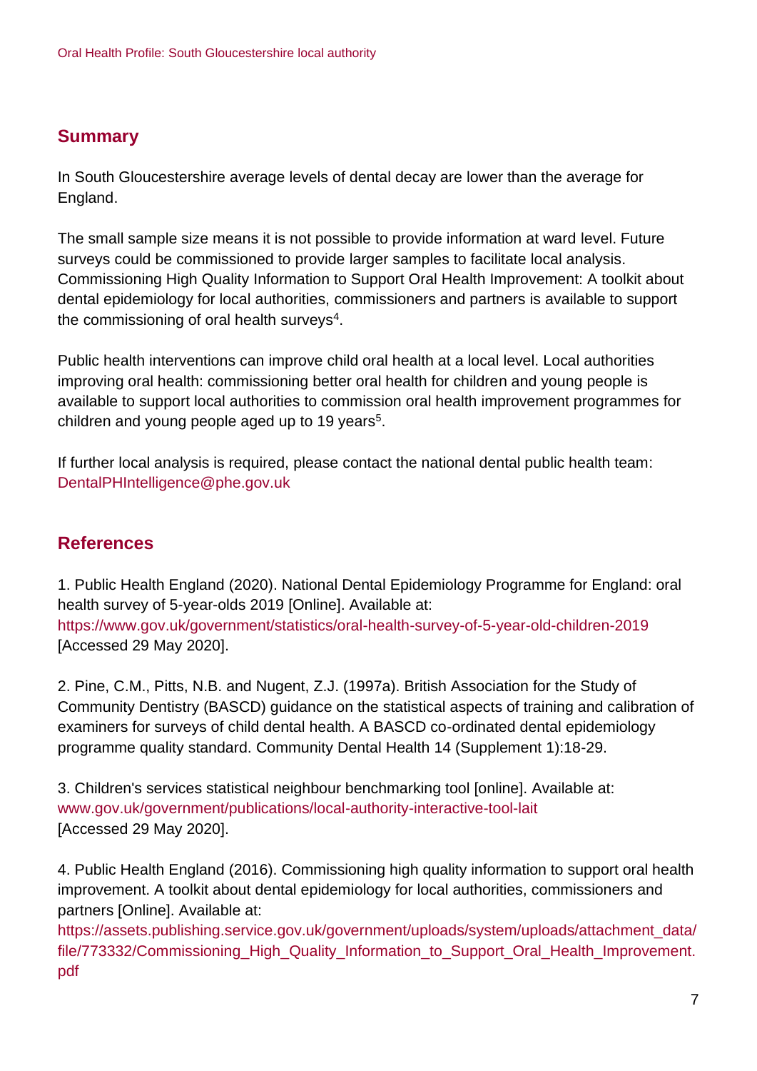## Summary

In South Gloucestershire average levels of dental decay are lower than the average for England.

The small sample size means it is not possible to provide information at ward level. Future surveys could be commissioned to provide larger samples to facilitate local analysis. Commissioning High Quality Information to Support Oral Health Improvement: A toolkit about dental epidemiology for local authorities, commissioners and partners is available to support the commissioning of oral health surveys[4].

Public health interventions can improve child oral health at a local level. Local authorities improving oral health: commissioning better oral health for children and young people is available to support local authorities to commission oral health improvement programmes for children and young people aged up to 19 years[5].

If further local analysis is required, please contact the national dental public health team: DentalPHIntelligence@phe.gov.uk

## References

1. Public Health England (2020). National Dental Epidemiology Programme for England: oral health survey of 5-year-olds 2019 [Online]. Available at: https://www.gov.uk/government/statistics/oral-health-survey-of-5-year-old-children-2019 [Accessed 29 May 2020].

2. Pine, C.M., Pitts, N.B. and Nugent, Z.J. (1997a). British Association for the Study of Community Dentistry (BASCD) guidance on the statistical aspects of training and calibration of examiners for surveys of child dental health. A BASCD co-ordinated dental epidemiology programme quality standard. Community Dental Health 14 (Supplement 1):18-29.

3. Children's services statistical neighbour benchmarking tool [online]. Available at: www.gov.uk/government/publications/local-authority-interactive-tool-lait [Accessed 29 May 2020].

4. Public Health England (2016). Commissioning high quality information to support oral health improvement. A toolkit about dental epidemiology for local authorities, commissioners and partners [Online]. Available at: https://assets.publishing.service.gov.uk/government/uploads/system/uploads/attachment_data/file/773332/Commissioning_High_Quality_Information_to_Support_Oral_Health_Improvement.pdf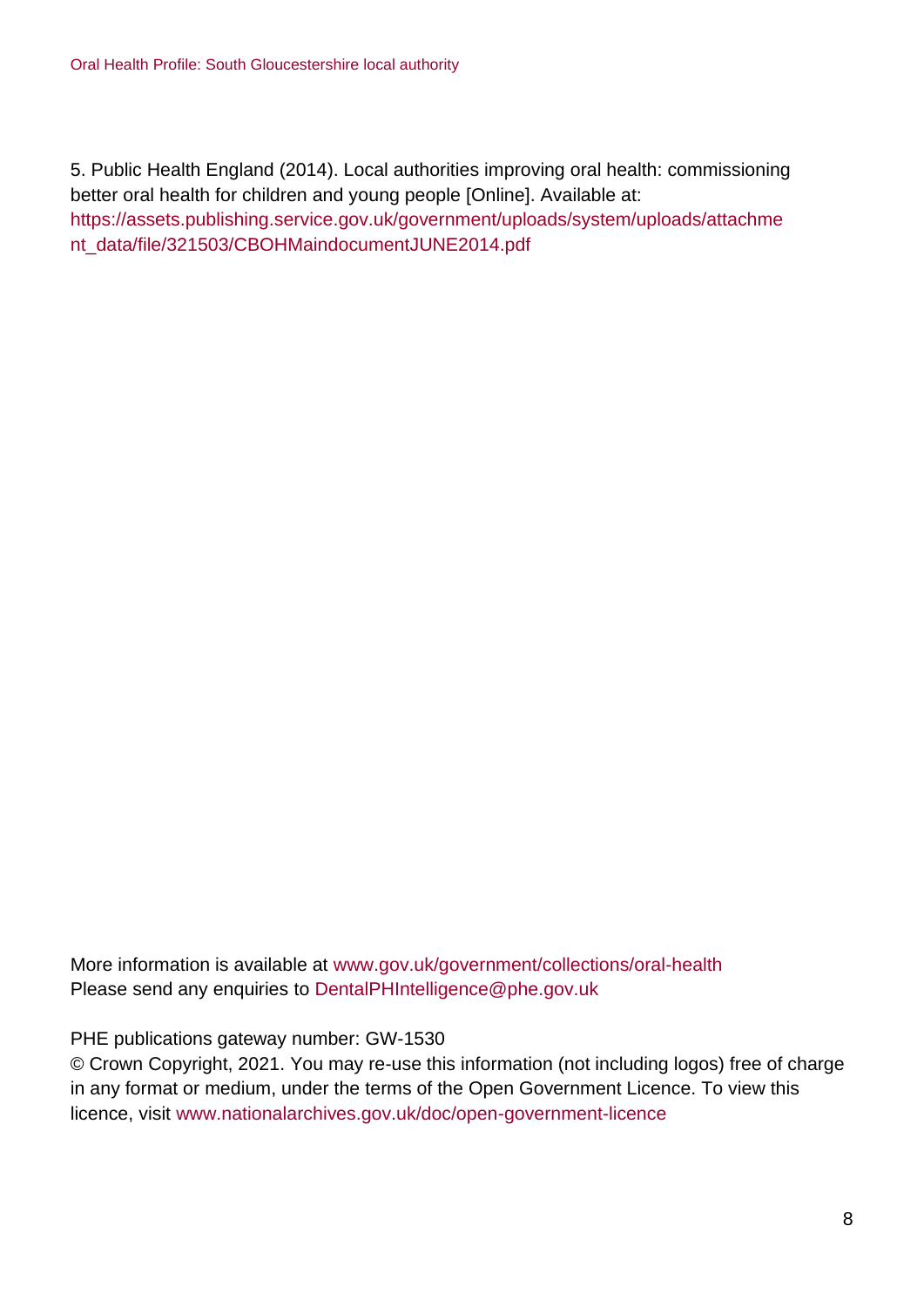5. Public Health England (2014). Local authorities improving oral health: commissioning better oral health for children and young people [Online]. Available at: https://assets.publishing.service.gov.uk/government/uploads/system/uploads/attachment_data/file/321503/CBOHMaindocumentJUNE2014.pdf

More information is available at www.gov.uk/government/collections/oral-health
Please send any enquiries to DentalPHIntelligence@phe.gov.uk

PHE publications gateway number: GW-1530
© Crown Copyright, 2021. You may re-use this information (not including logos) free of charge in any format or medium, under the terms of the Open Government Licence. To view this licence, visit www.nationalarchives.gov.uk/doc/open-government-licence